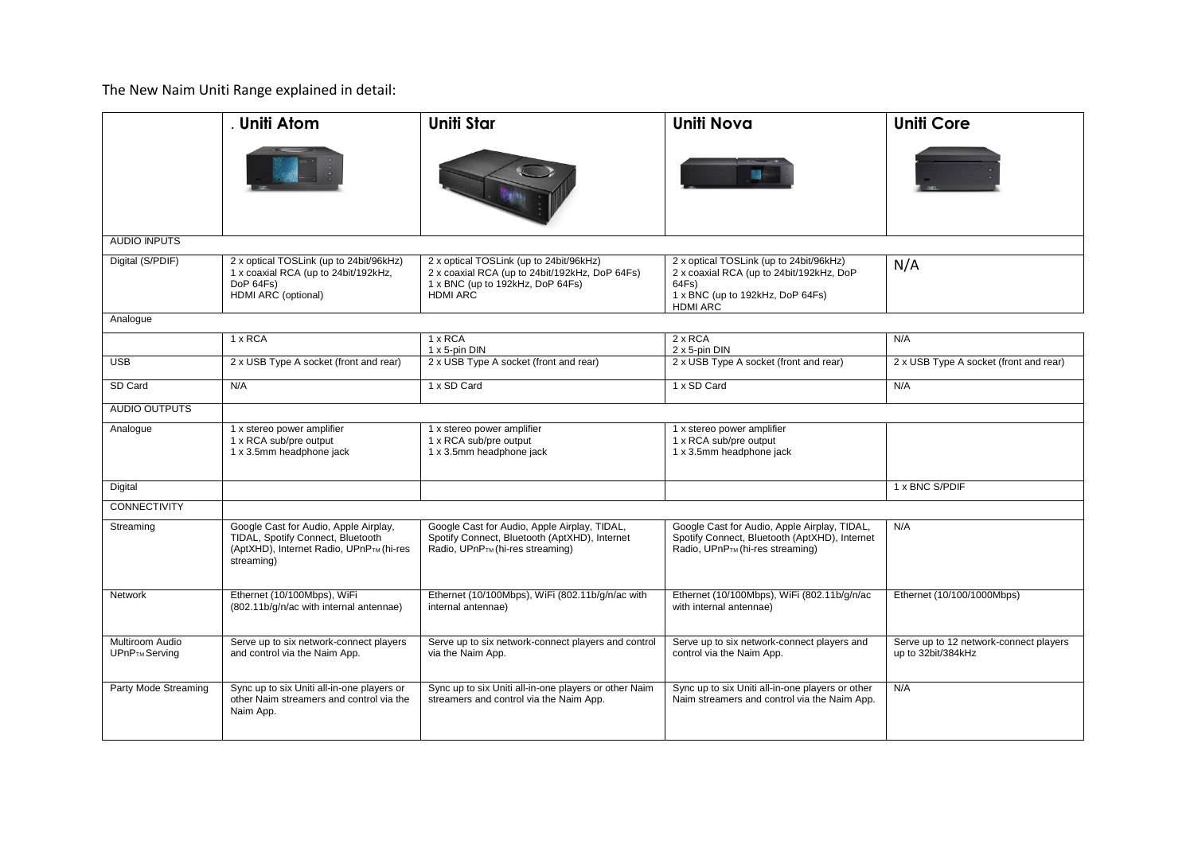The New Naim Uniti Range explained in detail:

| | . **Uniti Atom** | **Uniti Star** | **Uniti Nova** | **Uniti Core** |
|---|---|---|---|---|
| AUDIO INPUTS | | | | |
| Digital (S/PDIF) | 2 x optical TOSLink (up to 24bit/96kHz)<br>1 x coaxial RCA (up to 24bit/192kHz, DoP 64Fs)<br>HDMI ARC (optional) | 2 x optical TOSLink (up to 24bit/96kHz)<br>2 x coaxial RCA (up to 24bit/192kHz, DoP 64Fs)<br>1 x BNC (up to 192kHz, DoP 64Fs)<br>HDMI ARC | 2 x optical TOSLink (up to 24bit/96kHz)<br>2 x coaxial RCA (up to 24bit/192kHz, DoP 64Fs)<br>1 x BNC (up to 192kHz, DoP 64Fs)<br>HDMI ARC | N/A |
| Analogue | | | | |
| | 1 x RCA | 1 x RCA<br>1 x 5-pin DIN | 2 x RCA<br>2 x 5-pin DIN | N/A |
| USB | 2 x USB Type A socket (front and rear) | 2 x USB Type A socket (front and rear) | 2 x USB Type A socket (front and rear) | 2 x USB Type A socket (front and rear) |
| SD Card | N/A | 1 x SD Card | 1 x SD Card | N/A |
| AUDIO OUTPUTS | | | | |
| Analogue | 1 x stereo power amplifier<br>1 x RCA sub/pre output<br>1 x 3.5mm headphone jack | 1 x stereo power amplifier<br>1 x RCA sub/pre output<br>1 x 3.5mm headphone jack | 1 x stereo power amplifier<br>1 x RCA sub/pre output<br>1 x 3.5mm headphone jack | |
| Digital | | | | 1 x BNC S/PDIF |
| CONNECTIVITY | | | | |
| Streaming | Google Cast for Audio, Apple Airplay, TIDAL, Spotify Connect, Bluetooth (AptXHD), Internet Radio, UPnP™ (hi-res streaming) | Google Cast for Audio, Apple Airplay, TIDAL, Spotify Connect, Bluetooth (AptXHD), Internet Radio, UPnP™ (hi-res streaming) | Google Cast for Audio, Apple Airplay, TIDAL, Spotify Connect, Bluetooth (AptXHD), Internet Radio, UPnP™ (hi-res streaming) | N/A |
| Network | Ethernet (10/100Mbps), WiFi (802.11b/g/n/ac with internal antennae) | Ethernet (10/100Mbps), WiFi (802.11b/g/n/ac with internal antennae) | Ethernet (10/100Mbps), WiFi (802.11b/g/n/ac with internal antennae) | Ethernet (10/100/1000Mbps) |
| Multiroom Audio UPnP™ Serving | Serve up to six network-connect players and control via the Naim App. | Serve up to six network-connect players and control via the Naim App. | Serve up to six network-connect players and control via the Naim App. | Serve up to 12 network-connect players up to 32bit/384kHz |
| Party Mode Streaming | Sync up to six Uniti all-in-one players or other Naim streamers and control via the Naim App. | Sync up to six Uniti all-in-one players or other Naim streamers and control via the Naim App. | Sync up to six Uniti all-in-one players or other Naim streamers and control via the Naim App. | N/A |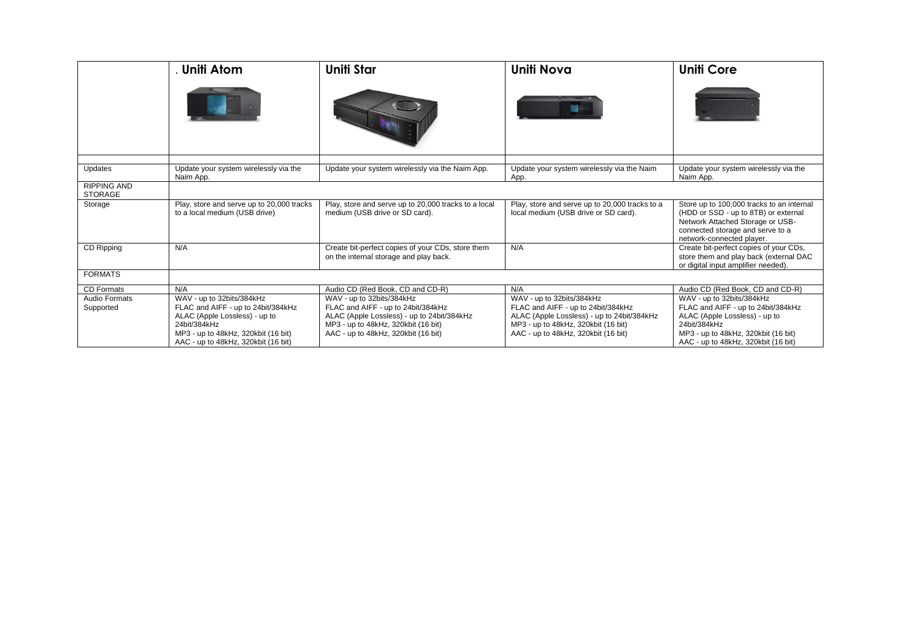| | . Uniti Atom | Uniti Star | Uniti Nova | Uniti Core |
|---|---|---|---|---|
| | | | | |
| Updates | Update your system wirelessly via the Naim App. | Update your system wirelessly via the Naim App. | Update your system wirelessly via the Naim App. | Update your system wirelessly via the Naim App. |
| RIPPING AND STORAGE | | | | |
| Storage | Play, store and serve up to 20,000 tracks to a local medium (USB drive) | Play, store and serve up to 20,000 tracks to a local medium (USB drive or SD card). | Play, store and serve up to 20,000 tracks to a local medium (USB drive or SD card). | Store up to 100,000 tracks to an internal (HDD or SSD - up to 8TB) or external Network Attached Storage or USB-connected storage and serve to a network-connected player. |
| CD Ripping | N/A | Create bit-perfect copies of your CDs, store them on the internal storage and play back. | N/A | Create bit-perfect copies of your CDs, store them and play back (external DAC or digital input amplifier needed). |
| FORMATS | | | | |
| CD Formats | N/A | Audio CD (Red Book, CD and CD-R) | N/A | Audio CD (Red Book, CD and CD-R) |
| Audio Formats Supported | WAV - up to 32bits/384kHz<br>FLAC and AIFF - up to 24bit/384kHz<br>ALAC (Apple Lossless) - up to 24bit/384kHz<br>MP3 - up to 48kHz, 320kbit (16 bit)<br>AAC - up to 48kHz, 320kbit (16 bit) | WAV - up to 32bits/384kHz<br>FLAC and AIFF - up to 24bit/384kHz<br>ALAC (Apple Lossless) - up to 24bit/384kHz<br>MP3 - up to 48kHz, 320kbit (16 bit)<br>AAC - up to 48kHz, 320kbit (16 bit) | WAV - up to 32bits/384kHz<br>FLAC and AIFF - up to 24bit/384kHz<br>ALAC (Apple Lossless) - up to 24bit/384kHz<br>MP3 - up to 48kHz, 320kbit (16 bit)<br>AAC - up to 48kHz, 320kbit (16 bit) | WAV - up to 32bits/384kHz<br>FLAC and AIFF - up to 24bit/384kHz<br>ALAC (Apple Lossless) - up to 24bit/384kHz<br>MP3 - up to 48kHz, 320kbit (16 bit)<br>AAC - up to 48kHz, 320kbit (16 bit) |